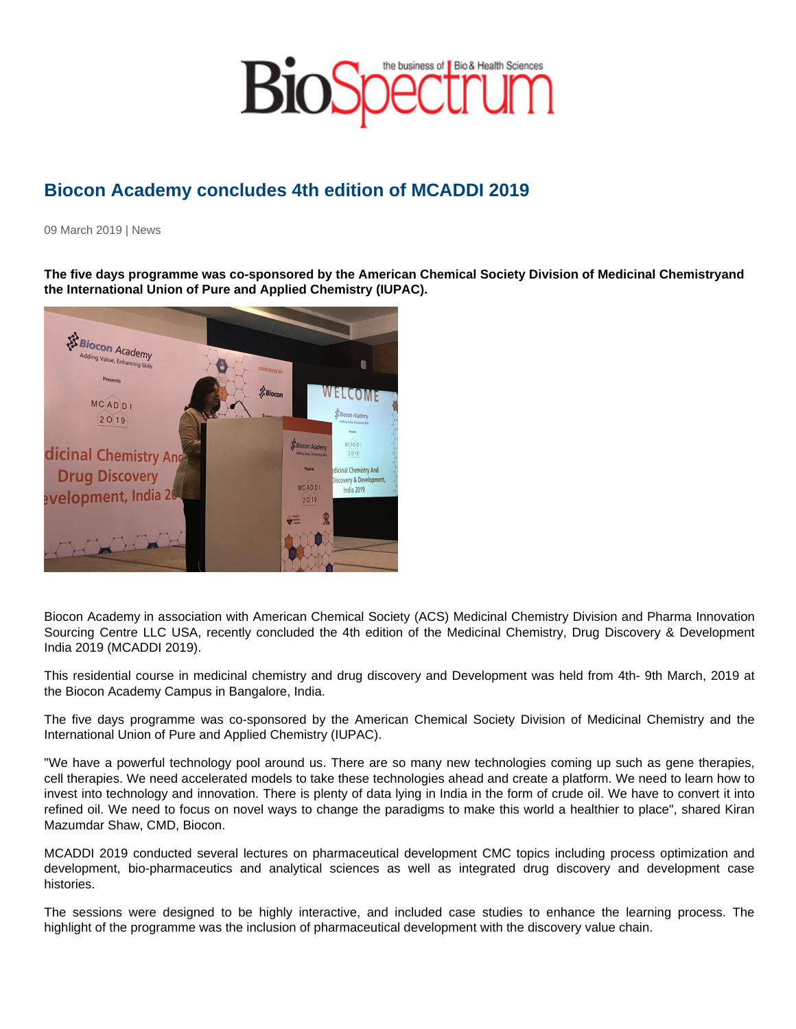# Biocon Academy concludes 4th edition of MCADDI 2019

09 March 2019 | News

**The five days programme was co-sponsored by the American Chemical Society Division of Medicinal Chemistryand the International Union of Pure and Applied Chemistry (IUPAC).**

Biocon Academy in association with American Chemical Society (ACS) Medicinal Chemistry Division and Pharma Innovation Sourcing Centre LLC USA, recently concluded the 4th edition of the Medicinal Chemistry, Drug Discovery & Development India 2019 (MCADDI 2019).

This residential course in medicinal chemistry and drug discovery and Development was held from 4th- 9th March, 2019 at the Biocon Academy Campus in Bangalore, India.

The five days programme was co-sponsored by the American Chemical Society Division of Medicinal Chemistry and the International Union of Pure and Applied Chemistry (IUPAC).

"We have a powerful technology pool around us. There are so many new technologies coming up such as gene therapies, cell therapies. We need accelerated models to take these technologies ahead and create a platform. We need to learn how to invest into technology and innovation. There is plenty of data lying in India in the form of crude oil. We have to convert it into refined oil. We need to focus on novel ways to change the paradigms to make this world a healthier to place", shared Kiran Mazumdar Shaw, CMD, Biocon.

MCADDI 2019 conducted several lectures on pharmaceutical development CMC topics including process optimization and development, bio-pharmaceutics and analytical sciences as well as integrated drug discovery and development case histories.

The sessions were designed to be highly interactive, and included case studies to enhance the learning process. The highlight of the programme was the inclusion of pharmaceutical development with the discovery value chain.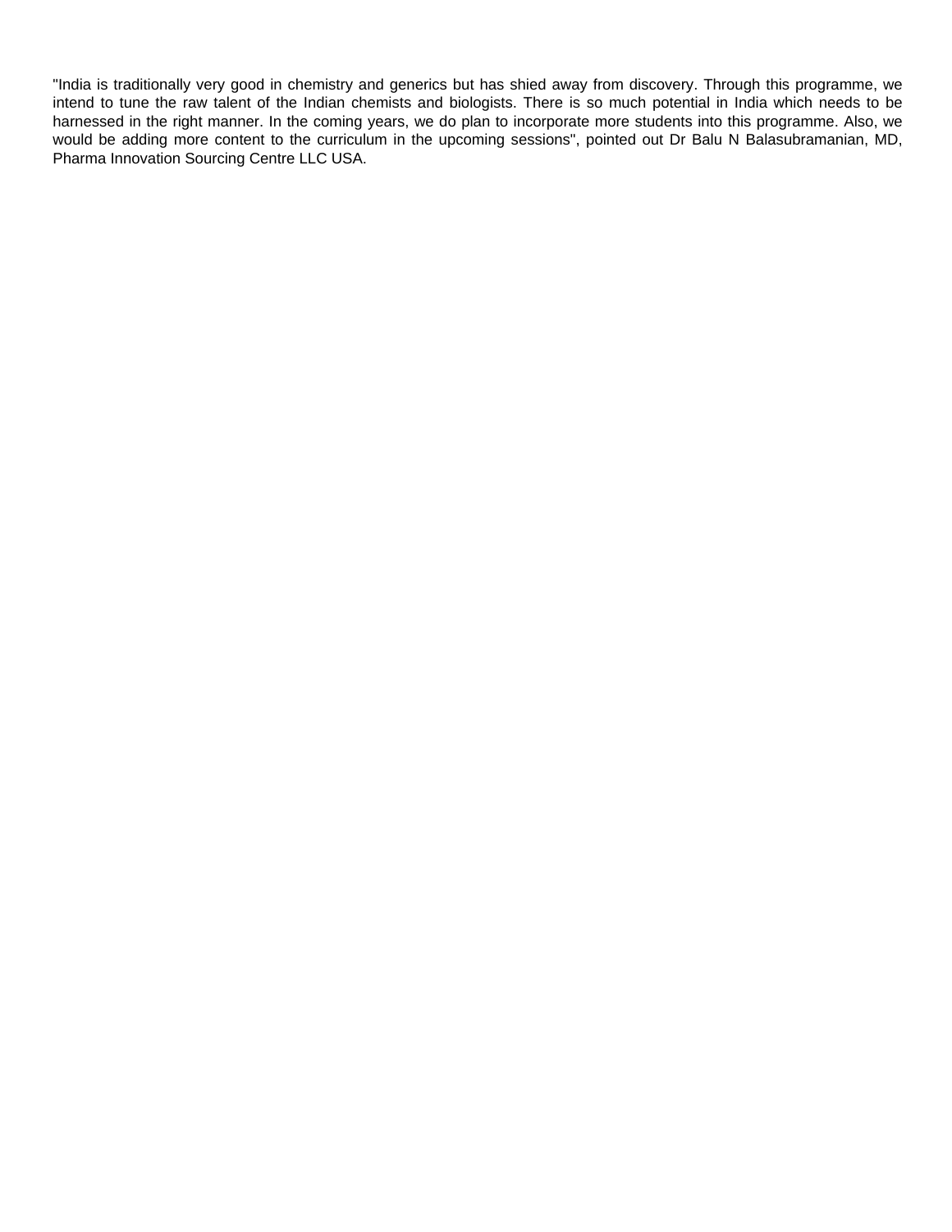"India is traditionally very good in chemistry and generics but has shied away from discovery. Through this programme, we intend to tune the raw talent of the Indian chemists and biologists. There is so much potential in India which needs to be harnessed in the right manner. In the coming years, we do plan to incorporate more students into this programme. Also, we would be adding more content to the curriculum in the upcoming sessions", pointed out Dr Balu N Balasubramanian, MD, Pharma Innovation Sourcing Centre LLC USA.